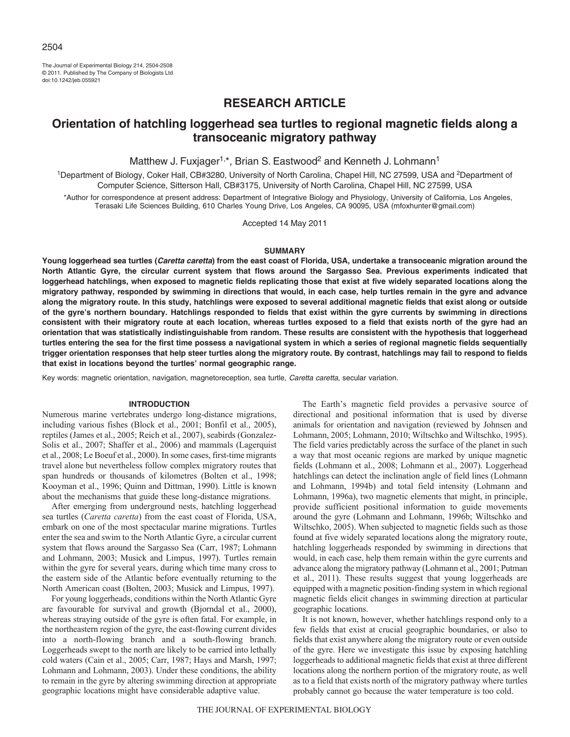# RESEARCH ARTICLE

## Orientation of hatchling loggerhead sea turtles to regional magnetic fields along a transoceanic migratory pathway

Matthew J. Fuxjager[1,*], Brian S. Eastwood[2] and Kenneth J. Lohmann[1]

[1]Department of Biology, Coker Hall, CB#3280, University of North Carolina, Chapel Hill, NC 27599, USA and [2]Department of Computer Science, Sitterson Hall, CB#3175, University of North Carolina, Chapel Hill, NC 27599, USA

*Author for correspondence at present address: Department of Integrative Biology and Physiology, University of California, Los Angeles, Terasaki Life Sciences Building, 610 Charles Young Drive, Los Angeles, CA 90095, USA (mfoxhunter@gmail.com)

Accepted 14 May 2011

### SUMMARY

**Young loggerhead sea turtles (*Caretta caretta*) from the east coast of Florida, USA, undertake a transoceanic migration around the North Atlantic Gyre, the circular current system that flows around the Sargasso Sea. Previous experiments indicated that loggerhead hatchlings, when exposed to magnetic fields replicating those that exist at five widely separated locations along the migratory pathway, responded by swimming in directions that would, in each case, help turtles remain in the gyre and advance along the migratory route. In this study, hatchlings were exposed to several additional magnetic fields that exist along or outside of the gyre's northern boundary. Hatchlings responded to fields that exist within the gyre currents by swimming in directions consistent with their migratory route at each location, whereas turtles exposed to a field that exists north of the gyre had an orientation that was statistically indistinguishable from random. These results are consistent with the hypothesis that loggerhead turtles entering the sea for the first time possess a navigational system in which a series of regional magnetic fields sequentially trigger orientation responses that help steer turtles along the migratory route. By contrast, hatchlings may fail to respond to fields that exist in locations beyond the turtles' normal geographic range.**

Key words: magnetic orientation, navigation, magnetoreception, sea turtle, *Caretta caretta*, secular variation.

### INTRODUCTION

Numerous marine vertebrates undergo long-distance migrations, including various fishes (Block et al., 2001; Bonfil et al., 2005), reptiles (James et al., 2005; Reich et al., 2007), seabirds (Gonzalez-Solis et al., 2007; Shaffer et al., 2006) and mammals (Lagerquist et al., 2008; Le Boeuf et al., 2000). In some cases, first-time migrants travel alone but nevertheless follow complex migratory routes that span hundreds or thousands of kilometres (Bolten et al., 1998; Kooyman et al., 1996; Quinn and Dittman, 1990). Little is known about the mechanisms that guide these long-distance migrations.

After emerging from underground nests, hatchling loggerhead sea turtles (*Caretta caretta*) from the east coast of Florida, USA, embark on one of the most spectacular marine migrations. Turtles enter the sea and swim to the North Atlantic Gyre, a circular current system that flows around the Sargasso Sea (Carr, 1987; Lohmann and Lohmann, 2003; Musick and Limpus, 1997). Turtles remain within the gyre for several years, during which time many cross to the eastern side of the Atlantic before eventually returning to the North American coast (Bolten, 2003; Musick and Limpus, 1997).

For young loggerheads, conditions within the North Atlantic Gyre are favourable for survival and growth (Bjorndal et al., 2000), whereas straying outside of the gyre is often fatal. For example, in the northeastern region of the gyre, the east-flowing current divides into a north-flowing branch and a south-flowing branch. Loggerheads swept to the north are likely to be carried into lethally cold waters (Cain et al., 2005; Carr, 1987; Hays and Marsh, 1997; Lohmann and Lohmann, 2003). Under these conditions, the ability to remain in the gyre by altering swimming direction at appropriate geographic locations might have considerable adaptive value.

The Earth's magnetic field provides a pervasive source of directional and positional information that is used by diverse animals for orientation and navigation (reviewed by Johnsen and Lohmann, 2005; Lohmann, 2010; Wiltschko and Wiltschko, 1995). The field varies predictably across the surface of the planet in such a way that most oceanic regions are marked by unique magnetic fields (Lohmann et al., 2008; Lohmann et al., 2007). Loggerhead hatchlings can detect the inclination angle of field lines (Lohmann and Lohmann, 1994b) and total field intensity (Lohmann and Lohmann, 1996a), two magnetic elements that might, in principle, provide sufficient positional information to guide movements around the gyre (Lohmann and Lohmann, 1996b; Wiltschko and Wiltschko, 2005). When subjected to magnetic fields such as those found at five widely separated locations along the migratory route, hatchling loggerheads responded by swimming in directions that would, in each case, help them remain within the gyre currents and advance along the migratory pathway (Lohmann et al., 2001; Putman et al., 2011). These results suggest that young loggerheads are equipped with a magnetic position-finding system in which regional magnetic fields elicit changes in swimming direction at particular geographic locations.

It is not known, however, whether hatchlings respond only to a few fields that exist at crucial geographic boundaries, or also to fields that exist anywhere along the migratory route or even outside of the gyre. Here we investigate this issue by exposing hatchling loggerheads to additional magnetic fields that exist at three different locations along the northern portion of the migratory route, as well as to a field that exists north of the migratory pathway where turtles probably cannot go because the water temperature is too cold.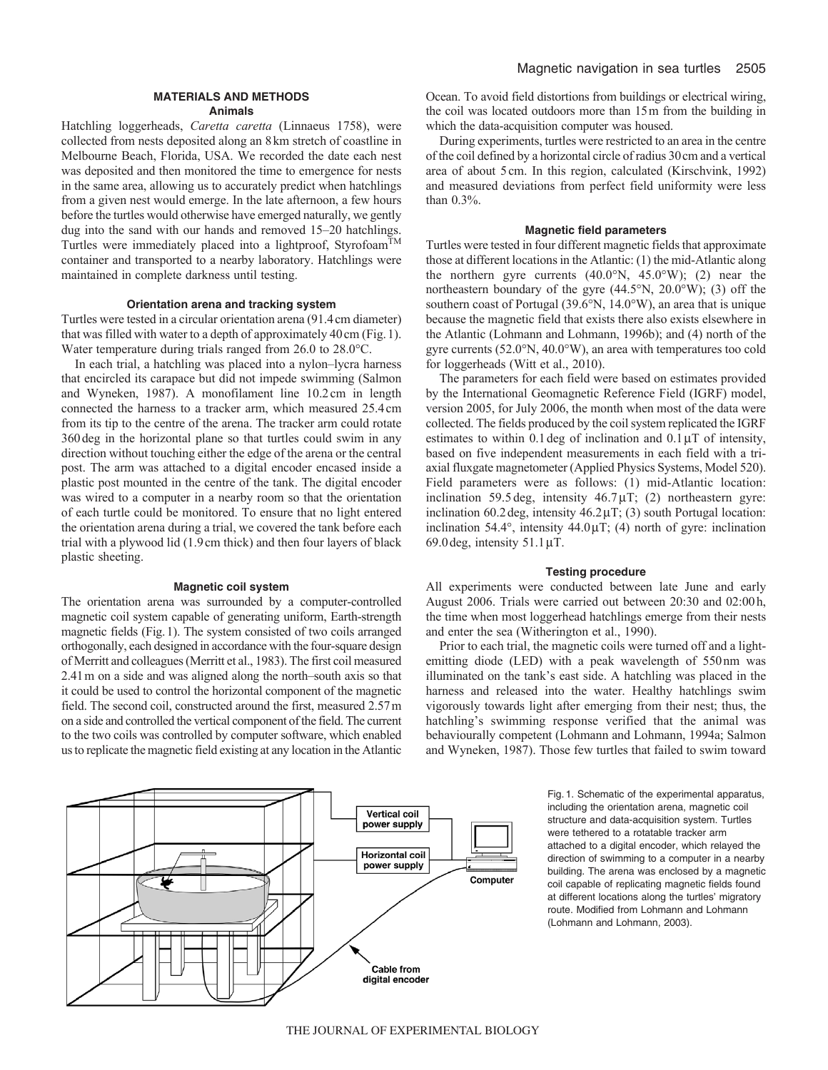## MATERIALS AND METHODS

### Animals

Hatchling loggerheads, *Caretta caretta* (Linnaeus 1758), were collected from nests deposited along an 8 km stretch of coastline in Melbourne Beach, Florida, USA. We recorded the date each nest was deposited and then monitored the time to emergence for nests in the same area, allowing us to accurately predict when hatchlings from a given nest would emerge. In the late afternoon, a few hours before the turtles would otherwise have emerged naturally, we gently dug into the sand with our hands and removed 15–20 hatchlings. Turtles were immediately placed into a lightproof, Styrofoam™ container and transported to a nearby laboratory. Hatchlings were maintained in complete darkness until testing.

### Orientation arena and tracking system

Turtles were tested in a circular orientation arena (91.4 cm diameter) that was filled with water to a depth of approximately 40 cm (Fig. 1). Water temperature during trials ranged from 26.0 to 28.0°C.

In each trial, a hatchling was placed into a nylon–lycra harness that encircled its carapace but did not impede swimming (Salmon and Wyneken, 1987). A monofilament line 10.2 cm in length connected the harness to a tracker arm, which measured 25.4 cm from its tip to the centre of the arena. The tracker arm could rotate 360 deg in the horizontal plane so that turtles could swim in any direction without touching either the edge of the arena or the central post. The arm was attached to a digital encoder encased inside a plastic post mounted in the centre of the tank. The digital encoder was wired to a computer in a nearby room so that the orientation of each turtle could be monitored. To ensure that no light entered the orientation arena during a trial, we covered the tank before each trial with a plywood lid (1.9 cm thick) and then four layers of black plastic sheeting.

### Magnetic coil system

The orientation arena was surrounded by a computer-controlled magnetic coil system capable of generating uniform, Earth-strength magnetic fields (Fig. 1). The system consisted of two coils arranged orthogonally, each designed in accordance with the four-square design of Merritt and colleagues (Merritt et al., 1983). The first coil measured 2.41 m on a side and was aligned along the north–south axis so that it could be used to control the horizontal component of the magnetic field. The second coil, constructed around the first, measured 2.57 m on a side and controlled the vertical component of the field. The current to the two coils was controlled by computer software, which enabled us to replicate the magnetic field existing at any location in the Atlantic Ocean. To avoid field distortions from buildings or electrical wiring, the coil was located outdoors more than 15 m from the building in which the data-acquisition computer was housed.

During experiments, turtles were restricted to an area in the centre of the coil defined by a horizontal circle of radius 30 cm and a vertical area of about 5 cm. In this region, calculated (Kirschvink, 1992) and measured deviations from perfect field uniformity were less than 0.3%.

### Magnetic field parameters

Turtles were tested in four different magnetic fields that approximate those at different locations in the Atlantic: (1) the mid-Atlantic along the northern gyre currents (40.0°N, 45.0°W); (2) near the northeastern boundary of the gyre (44.5°N, 20.0°W); (3) off the southern coast of Portugal (39.6°N, 14.0°W), an area that is unique because the magnetic field that exists there also exists elsewhere in the Atlantic (Lohmann and Lohmann, 1996b); and (4) north of the gyre currents (52.0°N, 40.0°W), an area with temperatures too cold for loggerheads (Witt et al., 2010).

The parameters for each field were based on estimates provided by the International Geomagnetic Reference Field (IGRF) model, version 2005, for July 2006, the month when most of the data were collected. The fields produced by the coil system replicated the IGRF estimates to within 0.1 deg of inclination and 0.1 μT of intensity, based on five independent measurements in each field with a tri-axial fluxgate magnetometer (Applied Physics Systems, Model 520). Field parameters were as follows: (1) mid-Atlantic location: inclination 59.5 deg, intensity 46.7 μT; (2) northeastern gyre: inclination 60.2 deg, intensity 46.2 μT; (3) south Portugal location: inclination 54.4°, intensity 44.0 μT; (4) north of gyre: inclination 69.0 deg, intensity 51.1 μT.

### Testing procedure

All experiments were conducted between late June and early August 2006. Trials were carried out between 20:30 and 02:00 h, the time when most loggerhead hatchlings emerge from their nests and enter the sea (Witherington et al., 1990).

Prior to each trial, the magnetic coils were turned off and a light-emitting diode (LED) with a peak wavelength of 550 nm was illuminated on the tank's east side. A hatchling was placed in the harness and released into the water. Healthy hatchlings swim vigorously towards light after emerging from their nest; thus, the hatchling's swimming response verified that the animal was behaviourally competent (Lohmann and Lohmann, 1994a; Salmon and Wyneken, 1987). Those few turtles that failed to swim toward

Fig. 1. Schematic of the experimental apparatus, including the orientation arena, magnetic coil structure and data-acquisition system. Turtles were tethered to a rotatable tracker arm attached to a digital encoder, which relayed the direction of swimming to a computer in a nearby building. The arena was enclosed by a magnetic coil capable of replicating magnetic fields found at different locations along the turtles' migratory route. Modified from Lohmann and Lohmann (Lohmann and Lohmann, 2003).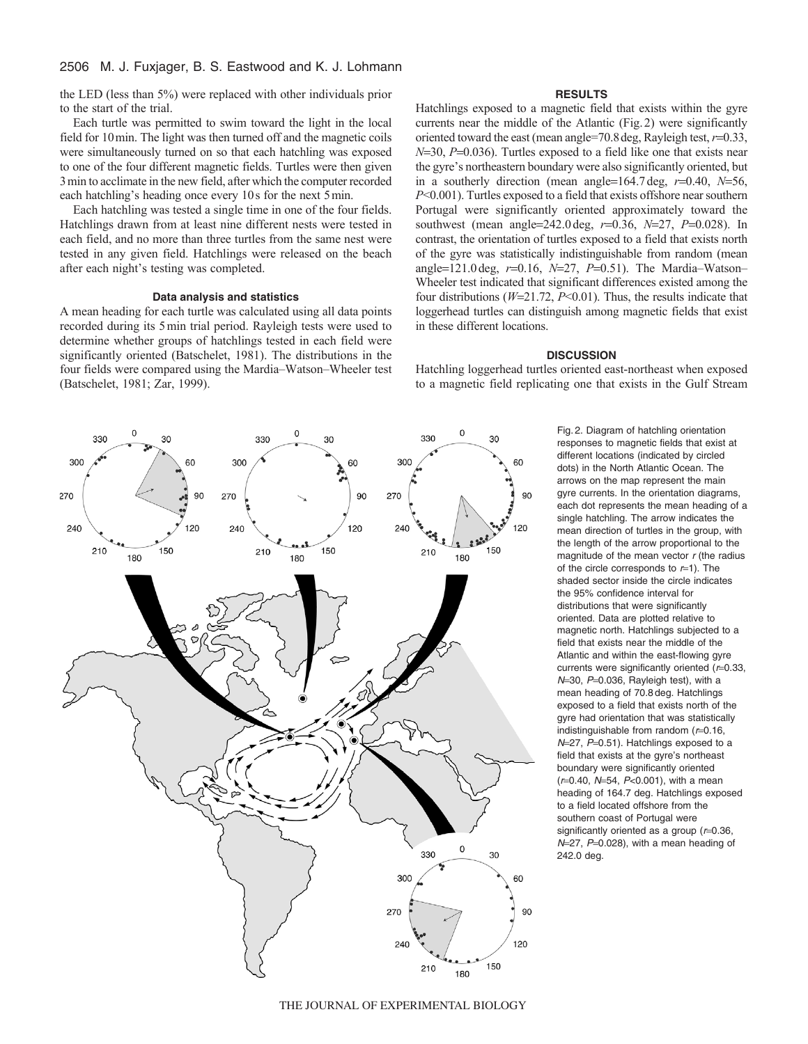the LED (less than 5%) were replaced with other individuals prior to the start of the trial.

Each turtle was permitted to swim toward the light in the local field for 10 min. The light was then turned off and the magnetic coils were simultaneously turned on so that each hatchling was exposed to one of the four different magnetic fields. Turtles were then given 3 min to acclimate in the new field, after which the computer recorded each hatchling's heading once every 10 s for the next 5 min.

Each hatchling was tested a single time in one of the four fields. Hatchlings drawn from at least nine different nests were tested in each field, and no more than three turtles from the same nest were tested in any given field. Hatchlings were released on the beach after each night's testing was completed.

### Data analysis and statistics

A mean heading for each turtle was calculated using all data points recorded during its 5 min trial period. Rayleigh tests were used to determine whether groups of hatchlings tested in each field were significantly oriented (Batschelet, 1981). The distributions in the four fields were compared using the Mardia–Watson–Wheeler test (Batschelet, 1981; Zar, 1999).

## RESULTS

Hatchlings exposed to a magnetic field that exists within the gyre currents near the middle of the Atlantic (Fig. 2) were significantly oriented toward the east (mean angle=70.8 deg, Rayleigh test, $r$=0.33, $N$=30, $P$=0.036). Turtles exposed to a field like one that exists near the gyre's northeastern boundary were also significantly oriented, but in a southerly direction (mean angle=164.7 deg, $r$=0.40, $N$=56, $P$<0.001). Turtles exposed to a field that exists offshore near southern Portugal were significantly oriented approximately toward the southwest (mean angle=242.0 deg, $r$=0.36, $N$=27, $P$=0.028). In contrast, the orientation of turtles exposed to a field that exists north of the gyre was statistically indistinguishable from random (mean angle=121.0 deg, $r$=0.16, $N$=27, $P$=0.51). The Mardia–Watson–Wheeler test indicated that significant differences existed among the four distributions ($W$=21.72, $P$<0.01). Thus, the results indicate that loggerhead turtles can distinguish among magnetic fields that exist in these different locations.

## DISCUSSION

Hatchling loggerhead turtles oriented east-northeast when exposed to a magnetic field replicating one that exists in the Gulf Stream

Fig. 2. Diagram of hatchling orientation responses to magnetic fields that exist at different locations (indicated by circled dots) in the North Atlantic Ocean. The arrows on the map represent the main gyre currents. In the orientation diagrams, each dot represents the mean heading of a single hatchling. The arrow indicates the mean direction of turtles in the group, with the length of the arrow proportional to the magnitude of the mean vector $r$ (the radius of the circle corresponds to $r$=1). The shaded sector inside the circle indicates the 95% confidence interval for distributions that were significantly oriented. Data are plotted relative to magnetic north. Hatchlings subjected to a field that exists near the middle of the Atlantic and within the east-flowing gyre currents were significantly oriented ($r$=0.33, $N$=30, $P$=0.036, Rayleigh test), with a mean heading of 70.8 deg. Hatchlings exposed to a field that exists north of the gyre had orientation that was statistically indistinguishable from random ($r$=0.16, $N$=27, $P$=0.51). Hatchlings exposed to a field that exists at the gyre's northeast boundary were significantly oriented ($r$=0.40, $N$=54, $P$<0.001), with a mean heading of 164.7 deg. Hatchlings exposed to a field located offshore from the southern coast of Portugal were significantly oriented as a group ($r$=0.36, $N$=27, $P$=0.028), with a mean heading of 242.0 deg.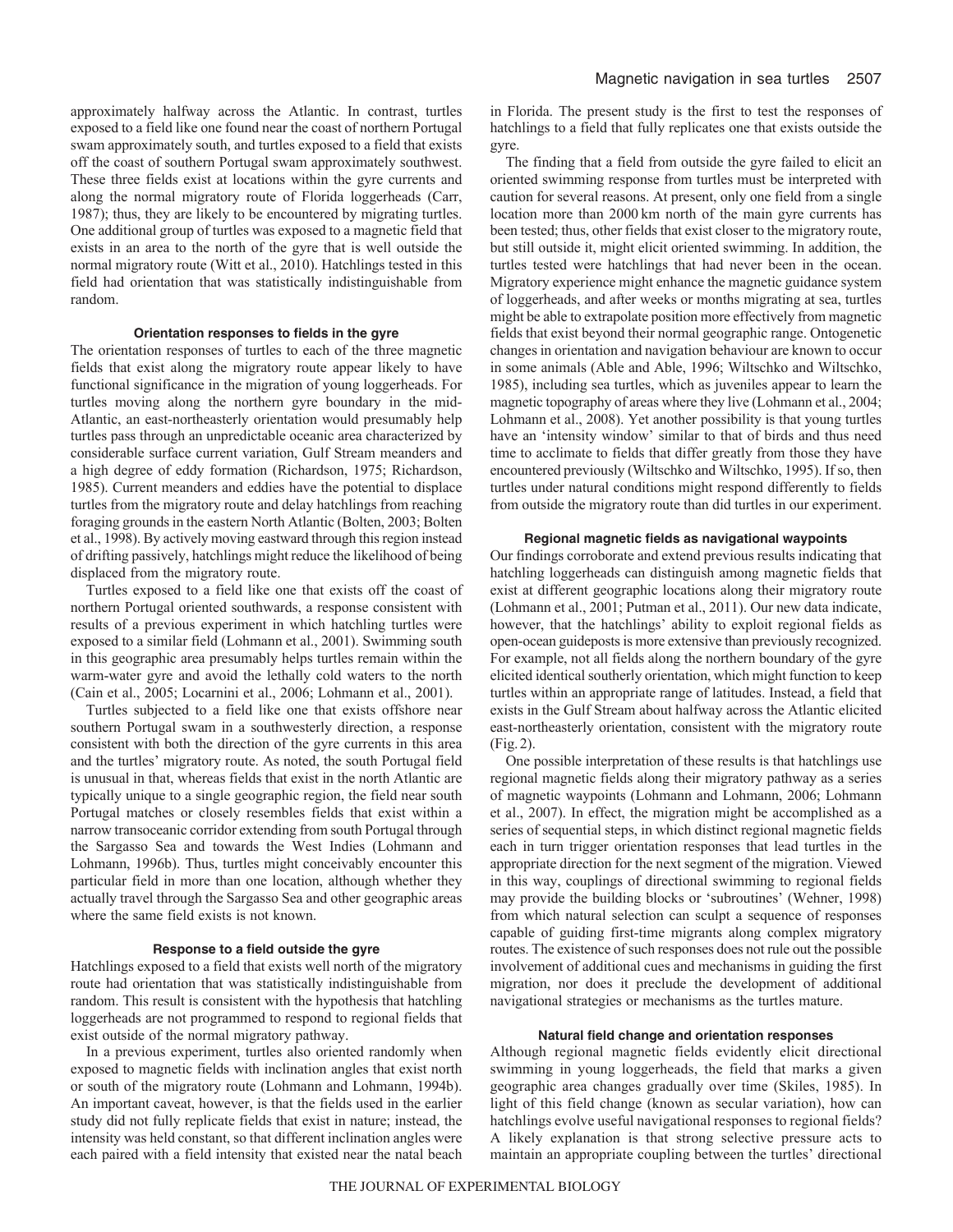approximately halfway across the Atlantic. In contrast, turtles exposed to a field like one found near the coast of northern Portugal swam approximately south, and turtles exposed to a field that exists off the coast of southern Portugal swam approximately southwest. These three fields exist at locations within the gyre currents and along the normal migratory route of Florida loggerheads (Carr, 1987); thus, they are likely to be encountered by migrating turtles. One additional group of turtles was exposed to a magnetic field that exists in an area to the north of the gyre that is well outside the normal migratory route (Witt et al., 2010). Hatchlings tested in this field had orientation that was statistically indistinguishable from random.

#### Orientation responses to fields in the gyre

The orientation responses of turtles to each of the three magnetic fields that exist along the migratory route appear likely to have functional significance in the migration of young loggerheads. For turtles moving along the northern gyre boundary in the mid-Atlantic, an east-northeasterly orientation would presumably help turtles pass through an unpredictable oceanic area characterized by considerable surface current variation, Gulf Stream meanders and a high degree of eddy formation (Richardson, 1975; Richardson, 1985). Current meanders and eddies have the potential to displace turtles from the migratory route and delay hatchlings from reaching foraging grounds in the eastern North Atlantic (Bolten, 2003; Bolten et al., 1998). By actively moving eastward through this region instead of drifting passively, hatchlings might reduce the likelihood of being displaced from the migratory route.

Turtles exposed to a field like one that exists off the coast of northern Portugal oriented southwards, a response consistent with results of a previous experiment in which hatchling turtles were exposed to a similar field (Lohmann et al., 2001). Swimming south in this geographic area presumably helps turtles remain within the warm-water gyre and avoid the lethally cold waters to the north (Cain et al., 2005; Locarnini et al., 2006; Lohmann et al., 2001).

Turtles subjected to a field like one that exists offshore near southern Portugal swam in a southwesterly direction, a response consistent with both the direction of the gyre currents in this area and the turtles' migratory route. As noted, the south Portugal field is unusual in that, whereas fields that exist in the north Atlantic are typically unique to a single geographic region, the field near south Portugal matches or closely resembles fields that exist within a narrow transoceanic corridor extending from south Portugal through the Sargasso Sea and towards the West Indies (Lohmann and Lohmann, 1996b). Thus, turtles might conceivably encounter this particular field in more than one location, although whether they actually travel through the Sargasso Sea and other geographic areas where the same field exists is not known.

#### Response to a field outside the gyre

Hatchlings exposed to a field that exists well north of the migratory route had orientation that was statistically indistinguishable from random. This result is consistent with the hypothesis that hatchling loggerheads are not programmed to respond to regional fields that exist outside of the normal migratory pathway.

In a previous experiment, turtles also oriented randomly when exposed to magnetic fields with inclination angles that exist north or south of the migratory route (Lohmann and Lohmann, 1994b). An important caveat, however, is that the fields used in the earlier study did not fully replicate fields that exist in nature; instead, the intensity was held constant, so that different inclination angles were each paired with a field intensity that existed near the natal beach in Florida. The present study is the first to test the responses of hatchlings to a field that fully replicates one that exists outside the gyre.

The finding that a field from outside the gyre failed to elicit an oriented swimming response from turtles must be interpreted with caution for several reasons. At present, only one field from a single location more than 2000 km north of the main gyre currents has been tested; thus, other fields that exist closer to the migratory route, but still outside it, might elicit oriented swimming. In addition, the turtles tested were hatchlings that had never been in the ocean. Migratory experience might enhance the magnetic guidance system of loggerheads, and after weeks or months migrating at sea, turtles might be able to extrapolate position more effectively from magnetic fields that exist beyond their normal geographic range. Ontogenetic changes in orientation and navigation behaviour are known to occur in some animals (Able and Able, 1996; Wiltschko and Wiltschko, 1985), including sea turtles, which as juveniles appear to learn the magnetic topography of areas where they live (Lohmann et al., 2004; Lohmann et al., 2008). Yet another possibility is that young turtles have an 'intensity window' similar to that of birds and thus need time to acclimate to fields that differ greatly from those they have encountered previously (Wiltschko and Wiltschko, 1995). If so, then turtles under natural conditions might respond differently to fields from outside the migratory route than did turtles in our experiment.

#### Regional magnetic fields as navigational waypoints

Our findings corroborate and extend previous results indicating that hatchling loggerheads can distinguish among magnetic fields that exist at different geographic locations along their migratory route (Lohmann et al., 2001; Putman et al., 2011). Our new data indicate, however, that the hatchlings' ability to exploit regional fields as open-ocean guideposts is more extensive than previously recognized. For example, not all fields along the northern boundary of the gyre elicited identical southerly orientation, which might function to keep turtles within an appropriate range of latitudes. Instead, a field that exists in the Gulf Stream about halfway across the Atlantic elicited east-northeasterly orientation, consistent with the migratory route (Fig. 2).

One possible interpretation of these results is that hatchlings use regional magnetic fields along their migratory pathway as a series of magnetic waypoints (Lohmann and Lohmann, 2006; Lohmann et al., 2007). In effect, the migration might be accomplished as a series of sequential steps, in which distinct regional magnetic fields each in turn trigger orientation responses that lead turtles in the appropriate direction for the next segment of the migration. Viewed in this way, couplings of directional swimming to regional fields may provide the building blocks or 'subroutines' (Wehner, 1998) from which natural selection can sculpt a sequence of responses capable of guiding first-time migrants along complex migratory routes. The existence of such responses does not rule out the possible involvement of additional cues and mechanisms in guiding the first migration, nor does it preclude the development of additional navigational strategies or mechanisms as the turtles mature.

#### Natural field change and orientation responses

Although regional magnetic fields evidently elicit directional swimming in young loggerheads, the field that marks a given geographic area changes gradually over time (Skiles, 1985). In light of this field change (known as secular variation), how can hatchlings evolve useful navigational responses to regional fields? A likely explanation is that strong selective pressure acts to maintain an appropriate coupling between the turtles' directional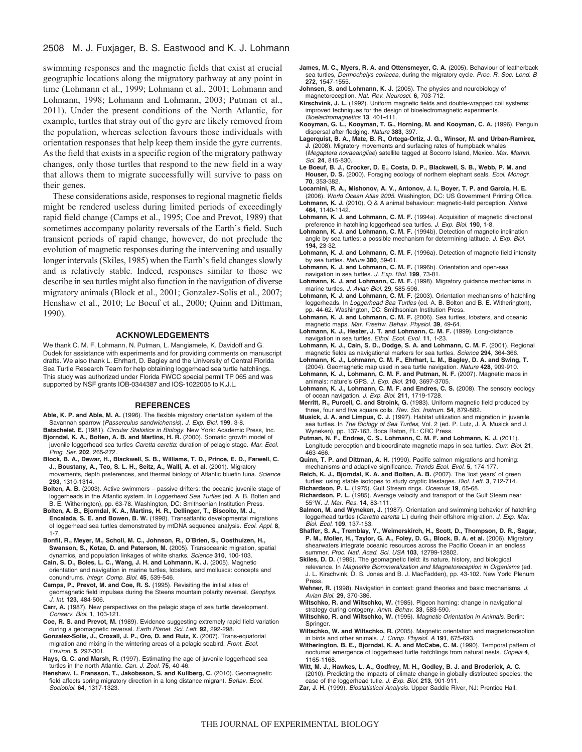swimming responses and the magnetic fields that exist at crucial geographic locations along the migratory pathway at any point in time (Lohmann et al., 1999; Lohmann et al., 2001; Lohmann and Lohmann, 1998; Lohmann and Lohmann, 2003; Putman et al., 2011). Under the present conditions of the North Atlantic, for example, turtles that stray out of the gyre are likely removed from the population, whereas selection favours those individuals with orientation responses that help keep them inside the gyre currents. As the field that exists in a specific region of the migratory pathway changes, only those turtles that respond to the new field in a way that allows them to migrate successfully will survive to pass on their genes.

These considerations aside, responses to regional magnetic fields might be rendered useless during limited periods of exceedingly rapid field change (Camps et al., 1995; Coe and Prevot, 1989) that sometimes accompany polarity reversals of the Earth's field. Such transient periods of rapid change, however, do not preclude the evolution of magnetic responses during the intervening and usually longer intervals (Skiles, 1985) when the Earth's field changes slowly and is relatively stable. Indeed, responses similar to those we describe in sea turtles might also function in the navigation of diverse migratory animals (Block et al., 2001; Gonzalez-Solis et al., 2007; Henshaw et al., 2010; Le Boeuf et al., 2000; Quinn and Dittman, 1990).

## ACKNOWLEDGEMENTS

We thank C. M. F. Lohmann, N. Putman, L. Mangiamele, K. Davidoff and G. Dudek for assistance with experiments and for providing comments on manuscript drafts. We also thank L. Ehrhart, D. Bagley and the University of Central Florida Sea Turtle Research Team for help obtaining loggerhead sea turtle hatchlings. This study was authorized under Florida FWCC special permit TP 065 and was supported by NSF grants IOB-0344387 and IOS-1022005 to K.J.L.

## REFERENCES

**Able, K. P. and Able, M. A.** (1996). The flexible migratory orientation system of the Savannah sparrow (*Passerculus sandwichensis*). *J. Exp. Biol.* **199**, 3-8.

**Batschelet, E.** (1981). *Circular Statistics in Biology.* New York: Academic Press, Inc.

**Bjorndal, K. A., Bolten, A. B. and Martins, H. R.** (2000). Somatic growth model of juvenile loggerhead sea turtles *Caretta caretta*: duration of pelagic stage. *Mar. Ecol. Prog. Ser.* **202**, 265-272.

**Block, B. A., Dewar, H., Blackwell, S. B., Williams, T. D., Prince, E. D., Farwell, C. J., Boustany, A., Teo, S. L. H., Seitz, A., Walli, A. et al.** (2001). Migratory movements, depth preferences, and thermal biology of Atlantic bluefin tuna. *Science* **293**, 1310-1314.

**Bolten, A. B.** (2003). Active swimmers – passive drifters: the oceanic juvenile stage of loggerheads in the Atlantic system. In *Loggerhead Sea Turtles* (ed. A. B. Bolten and B. E. Witherington), pp. 63-78. Washington, DC: Smithsonian Institution Press.

**Bolten, A. B., Bjorndal, K. A., Martins, H. R., Dellinger, T., Biscoito, M. J., Encalada, S. E. and Bowen, B. W.** (1998). Transatlantic developmental migrations of loggerhead sea turtles demonstrated by mtDNA sequence analysis. *Ecol. Appl.* **8**, 1-7.

**Bonfil, R., Meyer, M., Scholl, M. C., Johnson, R., O'Brien, S., Oosthuizen, H., Swanson, S., Kotze, D. and Paterson, M.** (2005). Transoceanic migration, spatial dynamics, and population linkages of white sharks. *Science* **310**, 100-103.

**Cain, S. D., Boles, L. C., Wang, J. H. and Lohmann, K. J.** (2005). Magnetic orientation and navigation in marine turtles, lobsters, and molluscs: concepts and conundrums. *Integr. Comp. Biol.* **45**, 539-546.

**Camps, P., Prevot, M. and Coe, R. S.** (1995). Revisiting the initial sites of geomagnetic field impulses during the Steens mountain polarity reversal. *Geophys. J. Int.* **123**, 484-506.

**Carr, A.** (1987). New perspectives on the pelagic stage of sea turtle development. *Conserv. Biol.* **1**, 103-121.

**Coe, R. S. and Prevot, M.** (1989). Evidence suggesting extremely rapid field variation during a geomagnetic reversal. *Earth Planet. Sci. Lett.* **92**, 292-298.

**Gonzalez-Solis, J., Croxall, J. P., Oro, D. and Ruiz, X.** (2007). Trans-equatorial migration and mixing in the wintering areas of a pelagic seabird. *Front. Ecol. Environ.* **5**, 297-301.

**Hays, G. C. and Marsh, R.** (1997). Estimating the age of juvenile loggerhead sea turtles in the north Atlantic. *Can. J. Zool.* **75**, 40-46.

**Henshaw, I., Fransson, T., Jakobsson, S. and Kullberg, C.** (2010). Geomagnetic field affects spring migratory direction in a long distance migrant. *Behav. Ecol. Sociobiol.* **64**, 1317-1323.

**James, M. C., Myers, R. A. and Ottensmeyer, C. A.** (2005). Behaviour of leatherback sea turtles, *Dermochelys coriacea*, during the migratory cycle. *Proc. R. Soc. Lond. B* **272**, 1547-1555.

**Johnsen, S. and Lohmann, K. J.** (2005). The physics and neurobiology of magnetoreception. *Nat. Rev. Neurosci.* **6**, 703-712.

**Kirschvink, J. L.** (1992). Uniform magnetic fields and double-wrapped coil systems: improved techniques for the design of bioelectromagnetic experiments. *Bioelectromagnetics* **13**, 401-411.

**Kooyman, G. L., Kooyman, T. G., Horning, M. and Kooyman, C. A.** (1996). Penguin dispersal after fledging. *Nature* **383**, 397.

**Lagerquist, B. A., Mate, B. R., Ortega-Ortiz, J. G., Winsor, M. and Urban-Ramirez, J.** (2008). Migratory movements and surfacing rates of humpback whales (*Megaptera novaeangliae*) satellite tagged at Socorro Island, Mexico. *Mar. Mamm. Sci.* **24**, 815-830.

**Le Boeuf, B. J., Crocker, D. E., Costa, D. P., Blackwell, S. B., Webb, P. M. and Houser, D. S.** (2000). Foraging ecology of northern elephant seals. *Ecol. Monogr.* **70**, 353-382.

**Locarnini, R. A., Mishonov, A. V., Antonov, J. I., Boyer, T. P. and Garcia, H. E.** (2006). *World Ocean Atlas 2005.* Washington, DC: US Government Printing Office.

**Lohmann, K. J.** (2010). Q & A animal behaviour: magnetic-field perception. *Nature* **464**, 1140-1142.

**Lohmann, K. J. and Lohmann, C. M. F.** (1994a). Acquisition of magnetic directional preference in hatchling loggerhead sea turtles. *J. Exp. Biol.* **190**, 1-8.

**Lohmann, K. J. and Lohmann, C. M. F.** (1994b). Detection of magnetic inclination angle by sea turtles: a possible mechanism for determining latitude. *J. Exp. Biol.* **194**, 23-32.

**Lohmann, K. J. and Lohmann, C. M. F.** (1996a). Detection of magnetic field intensity by sea turtles. *Nature* **380**, 59-61.

**Lohmann, K. J. and Lohmann, C. M. F.** (1996b). Orientation and open-sea navigation in sea turtles. *J. Exp. Biol.* **199**, 73-81.

**Lohmann, K. J. and Lohmann, C. M. F.** (1998). Migratory guidance mechanisms in marine turtles. *J. Avian Biol.* **29**, 585-596.

**Lohmann, K. J. and Lohmann, C. M. F.** (2003). Orientation mechanisms of hatchling loggerheads. In *Loggerhead Sea Turtles* (ed. A. B. Bolton and B. E. Witherington), pp. 44-62. Washington, DC: Smithsonian Institution Press.

**Lohmann, K. J. and Lohmann, C. M. F.** (2006). Sea turtles, lobsters, and oceanic magnetic maps. *Mar. Freshw. Behav. Physiol.* **39**, 49-64.

**Lohmann, K. J., Hester, J. T. and Lohmann, C. M. F.** (1999). Long-distance navigation in sea turtles. *Ethol. Ecol. Evol.* **11**, 1-23.

**Lohmann, K. J., Cain, S. D., Dodge, S. A. and Lohmann, C. M. F.** (2001). Regional magnetic fields as navigational markers for sea turtles. *Science* **294**, 364-366.

**Lohmann, K. J., Lohmann, C. M. F., Ehrhart, L. M., Bagley, D. A. and Swing, T.** (2004). Geomagnetic map used in sea turtle navigation. *Nature* **428**, 909-910.

**Lohmann, K. J., Lohmann, C. M. F. and Putman, N. F.** (2007). Magnetic maps in animals: nature's GPS. *J. Exp. Biol.* **210**, 3697-3705.

**Lohmann, K. J., Lohmann, C. M. F. and Endres, C. S.** (2008). The sensory ecology of ocean navigation. *J. Exp. Biol.* **211**, 1719-1728.

**Merritt, R., Purcell, C. and Stroink, G.** (1983). Uniform magnetic field produced by three, four and five square coils. *Rev. Sci. Instrum.* **54**, 879-882.

**Musick, J. A. and Limpus, C. J.** (1997). Habitat utilization and migration in juvenile sea turtles. In *The Biology of Sea Turtles*, Vol. 2 (ed. P. Lutz, J. A. Musick and J. Wyneken), pp. 137-163. Boca Raton, FL: CRC Press.

**Putman, N. F., Endres, C. S., Lohmann, C. M. F. and Lohmann, K. J.** (2011). Longitude perception and bicoordinate magnetic maps in sea turtles. *Curr. Biol.* **21**, 463-466.

**Quinn, T. P. and Dittman, A. H.** (1990). Pacific salmon migrations and homing: mechanisms and adaptive significance. *Trends Ecol. Evol.* **5**, 174-177.

**Reich, K. J., Bjorndal, K. A. and Bolten, A. B.** (2007). The 'lost years' of green turtles: using stable isotopes to study cryptic lifestages. *Biol. Lett.* **3**, 712-714.

**Richardson, P. L.** (1975). Gulf Stream rings. *Oceanus* **19**, 65-68.

**Richardson, P. L.** (1985). Average velocity and transport of the Gulf Steam near 55°W. *J. Mar. Res.* **14**, 83-111.

**Salmon, M. and Wyneken, J.** (1987). Orientation and swimming behavior of hatchling loggerhead turtles (*Caretta caretta* L.) during their offshore migration. *J. Exp. Mar. Biol. Ecol.* **109**, 137-153.

**Shaffer, S. A., Tremblay, Y., Weimerskirch, H., Scott, D., Thompson, D. R., Sagar, P. M., Moller, H., Taylor, G. A., Foley, D. G., Block, B. A. et al.** (2006). Migratory shearwaters integrate oceanic resources across the Pacific Ocean in an endless summer. *Proc. Natl. Acad. Sci. USA* **103**, 12799-12802.

**Skiles, D. D.** (1985). The geomagnetic field: its nature, history, and biological relevance. In *Magnetite Biomineralization and Magnetoreception in Organisms* (ed. J. L. Kirschvink, D. S. Jones and B. J. MacFadden), pp. 43-102. New York: Plenum Press.

**Wehner, R.** (1998). Navigation in context: grand theories and basic mechanisms. *J. Avian Biol.* **29**, 370-386.

**Wiltschko, R. and Wiltschko, W.** (1985). Pigeon homing: change in navigational strategy during ontogeny. *Anim. Behav.* **33**, 583-590.

**Wiltschko, R. and Wiltschko, W.** (1995). *Magnetic Orientation in Animals.* Berlin: Springer.

**Wiltschko, W. and Wiltschko, R.** (2005). Magnetic orientation and magnetoreception in birds and other animals. *J. Comp. Physiol. A* **191**, 675-693.

**Witherington, B. E., Bjorndal, K. A. and McCabe, C. M.** (1990). Temporal pattern of nocturnal emergence of loggerhead turtle hatchlings from natural nests. *Copeia* **4**, 1165-1168.

**Witt, M. J., Hawkes, L. A., Godfrey, M. H., Godley, B. J. and Broderick, A. C.** (2010). Predicting the impacts of climate change in globally distributed species: the case of the loggerhead tutle. *J. Exp. Biol.* **213**, 901-911.

**Zar, J. H.** (1999). *Biostatistical Analysis.* Upper Saddle River, NJ: Prentice Hall.